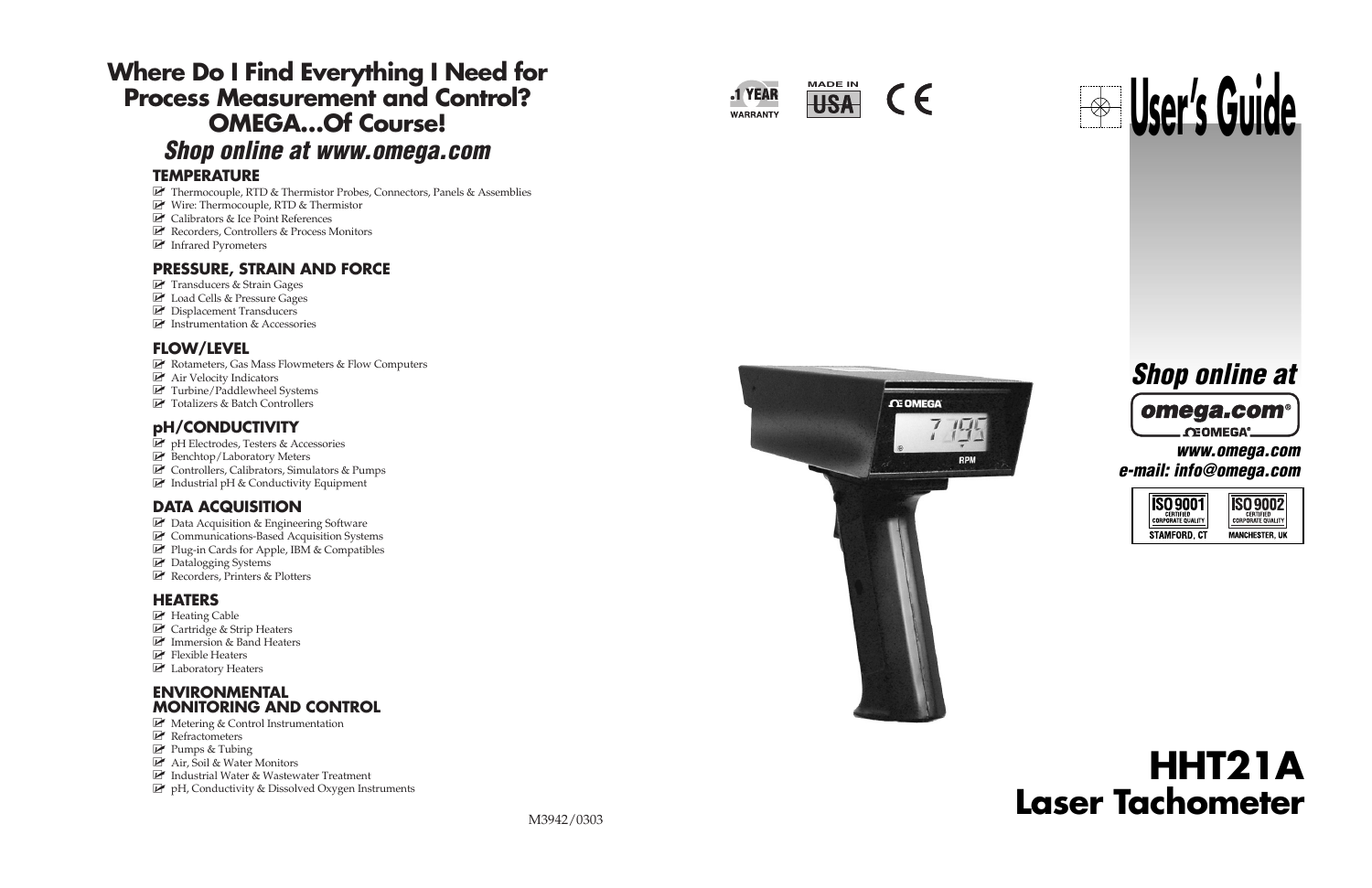# Where Do I Find Everything I Need for Process Measurement and Control? OMEGA...Of Course!

***Shop online at www.omega.com***

### TEMPERATURE

- Thermocouple, RTD & Thermistor Probes, Connectors, Panels & Assemblies
- Wire: Thermocouple, RTD & Thermistor
- Calibrators & Ice Point References
- Recorders, Controllers & Process Monitors
- Infrared Pyrometers

### PRESSURE, STRAIN AND FORCE

- Transducers & Strain Gages
- Load Cells & Pressure Gages
- Displacement Transducers
- Instrumentation & Accessories

### FLOW/LEVEL

- Rotameters, Gas Mass Flowmeters & Flow Computers
- Air Velocity Indicators
- Turbine/Paddlewheel Systems
- Totalizers & Batch Controllers

### pH/CONDUCTIVITY

- pH Electrodes, Testers & Accessories
- Benchtop/Laboratory Meters
- Controllers, Calibrators, Simulators & Pumps
- Industrial pH & Conductivity Equipment

### DATA ACQUISITION

- Data Acquisition & Engineering Software
- Communications-Based Acquisition Systems
- Plug-in Cards for Apple, IBM & Compatibles
- Datalogging Systems
- Recorders, Printers & Plotters

### HEATERS

- Heating Cable
- Cartridge & Strip Heaters
- Immersion & Band Heaters
- Flexible Heaters
- Laboratory Heaters

### ENVIRONMENTAL MONITORING AND CONTROL

- Metering & Control Instrumentation
- Refractometers
- Pumps & Tubing
- Air, Soil & Water Monitors
- Industrial Water & Wastewater Treatment
- pH, Conductivity & Dissolved Oxygen Instruments

M3942/0303

1 YEAR WARRANTY

MADE IN USA

CE

# User's Guide

***Shop online at***

omega.com®

***www.omega.com***
***e-mail: info@omega.com***

ISO 9001 CERTIFIED CORPORATE QUALITY STAMFORD, CT

ISO 9002 CERTIFIED CORPORATE QUALITY MANCHESTER, UK

# HHT21A
# Laser Tachometer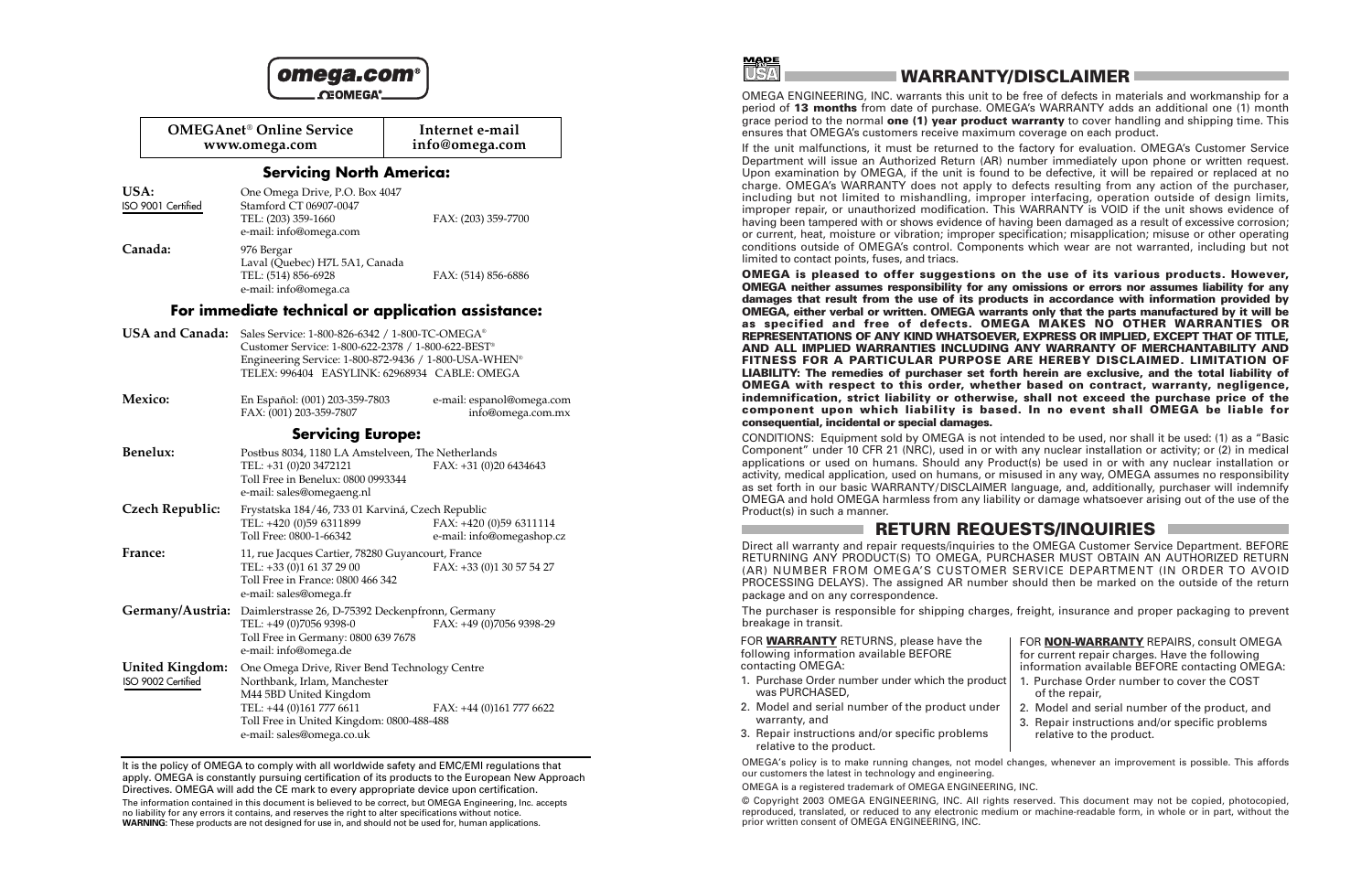omega.com®
OMEGA®

| OMEGAnet® Online Service www.omega.com | Internet e-mail info@omega.com |
|---|---|

## Servicing North America:

**USA:**
ISO 9001 Certified

One Omega Drive, P.O. Box 4047
Stamford CT 06907-0047
TEL: (203) 359-1660 FAX: (203) 359-7700
e-mail: info@omega.com

**Canada:**

976 Bergar
Laval (Quebec) H7L 5A1, Canada
TEL: (514) 856-6928 FAX: (514) 856-6886
e-mail: info@omega.ca

## For immediate technical or application assistance:

**USA and Canada:** Sales Service: 1-800-826-6342 / 1-800-TC-OMEGA®
Customer Service: 1-800-622-2378 / 1-800-622-BEST®
Engineering Service: 1-800-872-9436 / 1-800-USA-WHEN®
TELEX: 996404 EASYLINK: 62968934 CABLE: OMEGA

**Mexico:** En Español: (001) 203-359-7803 e-mail: espanol@omega.com
FAX: (001) 203-359-7807 info@omega.com.mx

## Servicing Europe:

**Benelux:** Postbus 8034, 1180 LA Amstelveen, The Netherlands
TEL: +31 (0)20 3472121 FAX: +31 (0)20 6434643
Toll Free in Benelux: 0800 0993344
e-mail: sales@omegaeng.nl

**Czech Republic:** Frystatska 184/46, 733 01 Karviná, Czech Republic
TEL: +420 (0)59 6311899 FAX: +420 (0)59 6311114
Toll Free: 0800-1-66342 e-mail: info@omegashop.cz

**France:** 11, rue Jacques Cartier, 78280 Guyancourt, France
TEL: +33 (0)1 61 37 29 00 FAX: +33 (0)1 30 57 54 27
Toll Free in France: 0800 466 342
e-mail: sales@omega.fr

**Germany/Austria:** Daimlerstrasse 26, D-75392 Deckenpfronn, Germany
TEL: +49 (0)7056 9398-0 FAX: +49 (0)7056 9398-29
Toll Free in Germany: 0800 639 7678
e-mail: info@omega.de

**United Kingdom:**
ISO 9002 Certified

One Omega Drive, River Bend Technology Centre
Northbank, Irlam, Manchester
M44 5BD United Kingdom
TEL: +44 (0)161 777 6611 FAX: +44 (0)161 777 6622
Toll Free in United Kingdom: 0800-488-488
e-mail: sales@omega.co.uk

It is the policy of OMEGA to comply with all worldwide safety and EMC/EMI regulations that apply. OMEGA is constantly pursuing certification of its products to the European New Approach Directives. OMEGA will add the CE mark to every appropriate device upon certification.

The information contained in this document is believed to be correct, but OMEGA Engineering, Inc. accepts no liability for any errors it contains, and reserves the right to alter specifications without notice.
**WARNING**: These products are not designed for use in, and should not be used for, human applications.

MADE IN USA

## WARRANTY/DISCLAIMER

OMEGA ENGINEERING, INC. warrants this unit to be free of defects in materials and workmanship for a period of **13 months** from date of purchase. OMEGA's WARRANTY adds an additional one (1) month grace period to the normal **one (1) year product warranty** to cover handling and shipping time. This ensures that OMEGA's customers receive maximum coverage on each product.

If the unit malfunctions, it must be returned to the factory for evaluation. OMEGA's Customer Service Department will issue an Authorized Return (AR) number immediately upon phone or written request. Upon examination by OMEGA, if the unit is found to be defective, it will be repaired or replaced at no charge. OMEGA's WARRANTY does not apply to defects resulting from any action of the purchaser, including but not limited to mishandling, improper interfacing, operation outside of design limits, improper repair, or unauthorized modification. This WARRANTY is VOID if the unit shows evidence of having been tampered with or shows evidence of having been damaged as a result of excessive corrosion; or current, heat, moisture or vibration; improper specification; misapplication; misuse or other operating conditions outside of OMEGA's control. Components which wear are not warranted, including but not limited to contact points, fuses, and triacs.

**OMEGA is pleased to offer suggestions on the use of its various products. However, OMEGA neither assumes responsibility for any omissions or errors nor assumes liability for any damages that result from the use of its products in accordance with information provided by OMEGA, either verbal or written. OMEGA warrants only that the parts manufactured by it will be as specified and free of defects. OMEGA MAKES NO OTHER WARRANTIES OR REPRESENTATIONS OF ANY KIND WHATSOEVER, EXPRESS OR IMPLIED, EXCEPT THAT OF TITLE, AND ALL IMPLIED WARRANTIES INCLUDING ANY WARRANTY OF MERCHANTABILITY AND FITNESS FOR A PARTICULAR PURPOSE ARE HEREBY DISCLAIMED. LIMITATION OF LIABILITY: The remedies of purchaser set forth herein are exclusive, and the total liability of OMEGA with respect to this order, whether based on contract, warranty, negligence, indemnification, strict liability or otherwise, shall not exceed the purchase price of the component upon which liability is based. In no event shall OMEGA be liable for consequential, incidental or special damages.**

CONDITIONS: Equipment sold by OMEGA is not intended to be used, nor shall it be used: (1) as a "Basic Component" under 10 CFR 21 (NRC), used in or with any nuclear installation or activity; or (2) in medical applications or used on humans. Should any Product(s) be used in or with any nuclear installation or activity, medical application, used on humans, or misused in any way, OMEGA assumes no responsibility as set forth in our basic WARRANTY/DISCLAIMER language, and, additionally, purchaser will indemnify OMEGA and hold OMEGA harmless from any liability or damage whatsoever arising out of the use of the Product(s) in such a manner.

## RETURN REQUESTS/INQUIRIES

Direct all warranty and repair requests/inquiries to the OMEGA Customer Service Department. BEFORE RETURNING ANY PRODUCT(S) TO OMEGA, PURCHASER MUST OBTAIN AN AUTHORIZED RETURN (AR) NUMBER FROM OMEGA'S CUSTOMER SERVICE DEPARTMENT (IN ORDER TO AVOID PROCESSING DELAYS). The assigned AR number should then be marked on the outside of the return package and on any correspondence.

The purchaser is responsible for shipping charges, freight, insurance and proper packaging to prevent breakage in transit.

FOR **WARRANTY** RETURNS, please have the following information available BEFORE contacting OMEGA:

1. Purchase Order number under which the product was PURCHASED,
2. Model and serial number of the product under warranty, and
3. Repair instructions and/or specific problems relative to the product.

FOR **NON-WARRANTY** REPAIRS, consult OMEGA for current repair charges. Have the following information available BEFORE contacting OMEGA:

1. Purchase Order number to cover the COST of the repair,
2. Model and serial number of the product, and
3. Repair instructions and/or specific problems relative to the product.

OMEGA's policy is to make running changes, not model changes, whenever an improvement is possible. This affords our customers the latest in technology and engineering.

OMEGA is a registered trademark of OMEGA ENGINEERING, INC.

© Copyright 2003 OMEGA ENGINEERING, INC. All rights reserved. This document may not be copied, photocopied, reproduced, translated, or reduced to any electronic medium or machine-readable form, in whole or in part, without the prior written consent of OMEGA ENGINEERING, INC.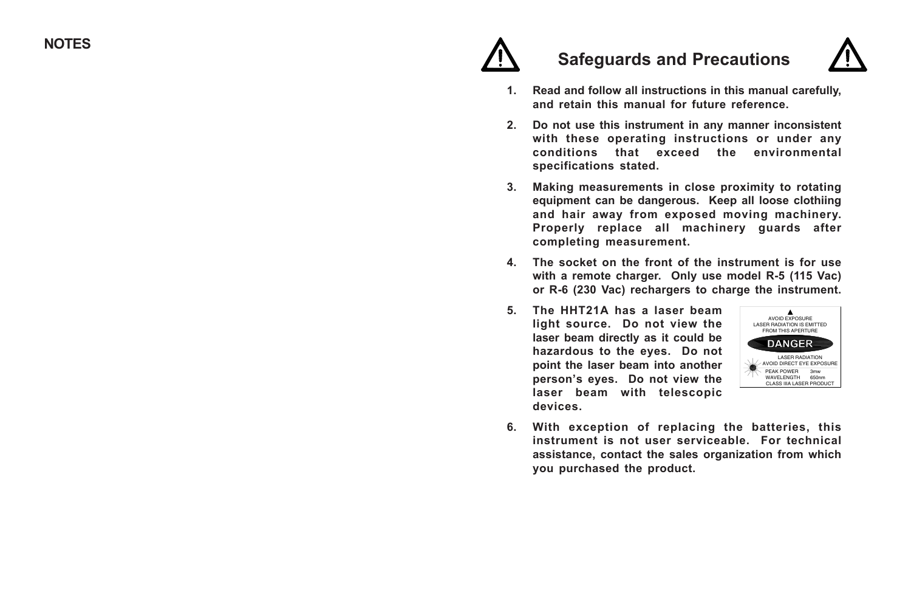## NOTES

## Safeguards and Precautions

1. **Read and follow all instructions in this manual carefully, and retain this manual for future reference.**

2. **Do not use this instrument in any manner inconsistent with these operating instructions or under any conditions that exceed the environmental specifications stated.**

3. **Making measurements in close proximity to rotating equipment can be dangerous. Keep all loose clothiing and hair away from exposed moving machinery. Properly replace all machinery guards after completing measurement.**

4. **The socket on the front of the instrument is for use with a remote charger. Only use model R-5 (115 Vac) or R-6 (230 Vac) rechargers to charge the instrument.**

5. **The HHT21A has a laser beam light source. Do not view the laser beam directly as it could be hazardous to the eyes. Do not point the laser beam into another person's eyes. Do not view the laser beam with telescopic devices.**

   AVOID EXPOSURE
   LASER RADIATION IS EMITTED FROM THIS APERTURE

   DANGER

   LASER RADIATION
   AVOID DIRECT EYE EXPOSURE
   PEAK POWER 3mw
   WAVELENGTH 650nm
   CLASS IIIA LASER PRODUCT

6. **With exception of replacing the batteries, this instrument is not user serviceable. For technical assistance, contact the sales organization from which you purchased the product.**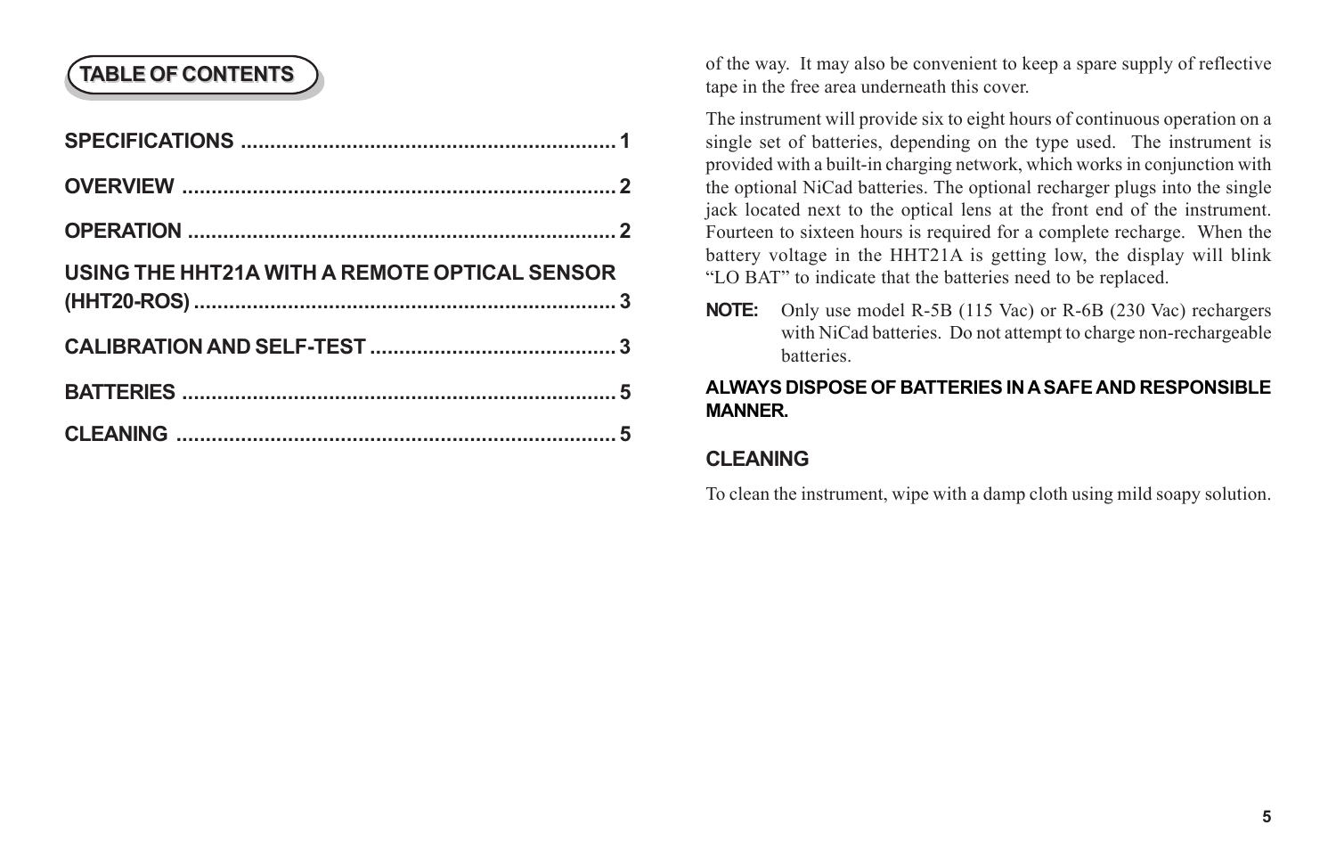## TABLE OF CONTENTS

SPECIFICATIONS ................................................................ 1

OVERVIEW ......................................................................... 2

OPERATION ........................................................................ 2

USING THE HHT21A WITH A REMOTE OPTICAL SENSOR (HHT20-ROS) ....................................................................... 3

CALIBRATION AND SELF-TEST .......................................... 3

BATTERIES ......................................................................... 5

CLEANING .......................................................................... 5

of the way. It may also be convenient to keep a spare supply of reflective tape in the free area underneath this cover.

The instrument will provide six to eight hours of continuous operation on a single set of batteries, depending on the type used. The instrument is provided with a built-in charging network, which works in conjunction with the optional NiCad batteries. The optional recharger plugs into the single jack located next to the optical lens at the front end of the instrument. Fourteen to sixteen hours is required for a complete recharge. When the battery voltage in the HHT21A is getting low, the display will blink "LO BAT" to indicate that the batteries need to be replaced.

**NOTE:** Only use model R-5B (115 Vac) or R-6B (230 Vac) rechargers with NiCad batteries. Do not attempt to charge non-rechargeable batteries.

**ALWAYS DISPOSE OF BATTERIES IN A SAFE AND RESPONSIBLE MANNER.**

### CLEANING

To clean the instrument, wipe with a damp cloth using mild soapy solution.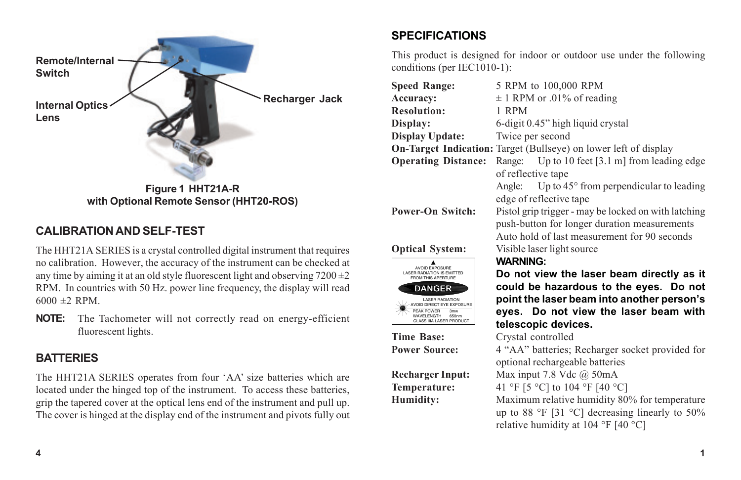Remote/Internal Switch

Internal Optics Lens

Recharger Jack

**Figure 1 HHT21A-R with Optional Remote Sensor (HHT20-ROS)**

## CALIBRATION AND SELF-TEST

The HHT21A SERIES is a crystal controlled digital instrument that requires no calibration. However, the accuracy of the instrument can be checked at any time by aiming it at an old style fluorescent light and observing 7200 ±2 RPM. In countries with 50 Hz. power line frequency, the display will read 6000 ±2 RPM.

**NOTE:** The Tachometer will not correctly read on energy-efficient fluorescent lights.

## BATTERIES

The HHT21A SERIES operates from four 'AA' size batteries which are located under the hinged top of the instrument. To access these batteries, grip the tapered cover at the optical lens end of the instrument and pull up. The cover is hinged at the display end of the instrument and pivots fully out

## SPECIFICATIONS

This product is designed for indoor or outdoor use under the following conditions (per IEC1010-1):

| | |
|---|---|
| **Speed Range:** | 5 RPM to 100,000 RPM |
| **Accuracy:** | ± 1 RPM or .01% of reading |
| **Resolution:** | 1 RPM |
| **Display:** | 6-digit 0.45" high liquid crystal |
| **Display Update:** | Twice per second |
| **On-Target Indication:** | Target (Bullseye) on lower left of display |
| **Operating Distance:** | Range: Up to 10 feet [3.1 m] from leading edge of reflective tape<br>Angle: Up to 45° from perpendicular to leading edge of reflective tape |
| **Power-On Switch:** | Pistol grip trigger - may be locked on with latching push-button for longer duration measurements<br>Auto hold of last measurement for 90 seconds |
| **Optical System:** | Visible laser light source |
| **Time Base:** | Crystal controlled |
| **Power Source:** | 4 "AA" batteries; Recharger socket provided for optional rechargeable batteries |
| **Recharger Input:** | Max input 7.8 Vdc @ 50mA |
| **Temperature:** | 41 °F [5 °C] to 104 °F [40 °C] |
| **Humidity:** | Maximum relative humidity 80% for temperature up to 88 °F [31 °C] decreasing linearly to 50% relative humidity at 104 °F [40 °C] |

AVOID EXPOSURE
LASER RADIATION IS EMITTED FROM THIS APERTURE

DANGER
LASER RADIATION
AVOID DIRECT EYE EXPOSURE
PEAK POWER 3mw
WAVELENGTH 650nm
CLASS IIIA LASER PRODUCT

**WARNING:**
**Do not view the laser beam directly as it could be hazardous to the eyes. Do not point the laser beam into another person's eyes. Do not view the laser beam with telescopic devices.**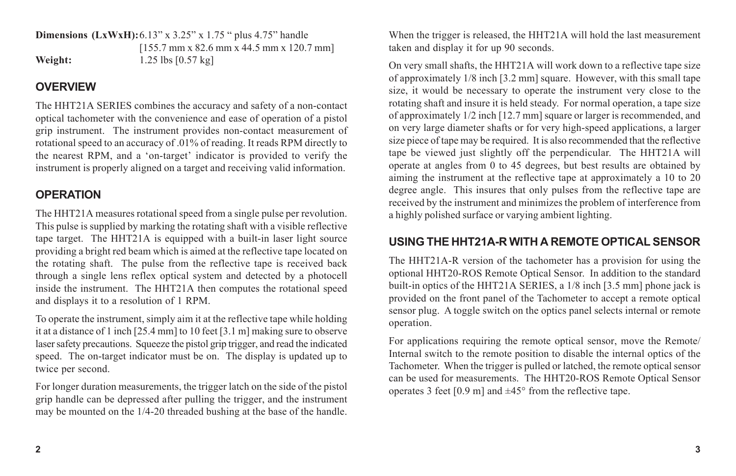**Dimensions (LxWxH):** 6.13" x 3.25" x 1.75 " plus 4.75" handle [155.7 mm x 82.6 mm x 44.5 mm x 120.7 mm]

**Weight:** 1.25 lbs [0.57 kg]

## OVERVIEW

The HHT21A SERIES combines the accuracy and safety of a non-contact optical tachometer with the convenience and ease of operation of a pistol grip instrument. The instrument provides non-contact measurement of rotational speed to an accuracy of .01% of reading. It reads RPM directly to the nearest RPM, and a 'on-target' indicator is provided to verify the instrument is properly aligned on a target and receiving valid information.

## OPERATION

The HHT21A measures rotational speed from a single pulse per revolution. This pulse is supplied by marking the rotating shaft with a visible reflective tape target. The HHT21A is equipped with a built-in laser light source providing a bright red beam which is aimed at the reflective tape located on the rotating shaft. The pulse from the reflective tape is received back through a single lens reflex optical system and detected by a photocell inside the instrument. The HHT21A then computes the rotational speed and displays it to a resolution of 1 RPM.

To operate the instrument, simply aim it at the reflective tape while holding it at a distance of 1 inch [25.4 mm] to 10 feet [3.1 m] making sure to observe laser safety precautions. Squeeze the pistol grip trigger, and read the indicated speed. The on-target indicator must be on. The display is updated up to twice per second.

For longer duration measurements, the trigger latch on the side of the pistol grip handle can be depressed after pulling the trigger, and the instrument may be mounted on the 1/4-20 threaded bushing at the base of the handle.

When the trigger is released, the HHT21A will hold the last measurement taken and display it for up 90 seconds.

On very small shafts, the HHT21A will work down to a reflective tape size of approximately 1/8 inch [3.2 mm] square. However, with this small tape size, it would be necessary to operate the instrument very close to the rotating shaft and insure it is held steady. For normal operation, a tape size of approximately 1/2 inch [12.7 mm] square or larger is recommended, and on very large diameter shafts or for very high-speed applications, a larger size piece of tape may be required. It is also recommended that the reflective tape be viewed just slightly off the perpendicular. The HHT21A will operate at angles from 0 to 45 degrees, but best results are obtained by aiming the instrument at the reflective tape at approximately a 10 to 20 degree angle. This insures that only pulses from the reflective tape are received by the instrument and minimizes the problem of interference from a highly polished surface or varying ambient lighting.

## USING THE HHT21A-R WITH A REMOTE OPTICAL SENSOR

The HHT21A-R version of the tachometer has a provision for using the optional HHT20-ROS Remote Optical Sensor. In addition to the standard built-in optics of the HHT21A SERIES, a 1/8 inch [3.5 mm] phone jack is provided on the front panel of the Tachometer to accept a remote optical sensor plug. A toggle switch on the optics panel selects internal or remote operation.

For applications requiring the remote optical sensor, move the Remote/Internal switch to the remote position to disable the internal optics of the Tachometer. When the trigger is pulled or latched, the remote optical sensor can be used for measurements. The HHT20-ROS Remote Optical Sensor operates 3 feet [0.9 m] and ±45° from the reflective tape.